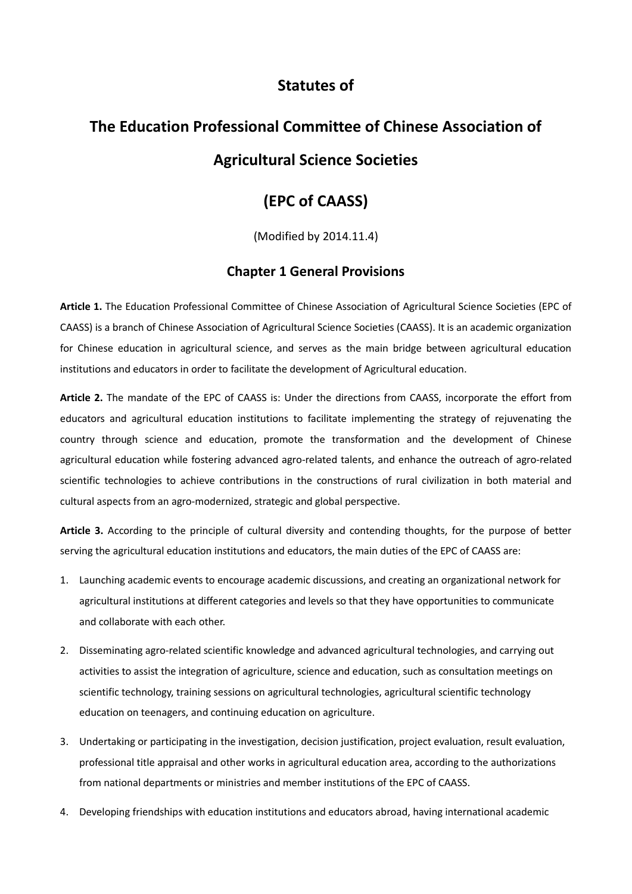# Statutes of

# The Education Professional Committee of Chinese Association of Agricultural Science Societies

# (EPC of CAASS)

(Modified by 2014.11.4)

## Chapter 1 General Provisions

**Article 1.** The Education Professional Committee of Chinese Association of Agricultural Science Societies (EPC of CAASS) is a branch of Chinese Association of Agricultural Science Societies (CAASS). It is an academic organization for Chinese education in agricultural science, and serves as the main bridge between agricultural education institutions and educators in order to facilitate the development of Agricultural education.

**Article 2.** The mandate of the EPC of CAASS is: Under the directions from CAASS, incorporate the effort from educators and agricultural education institutions to facilitate implementing the strategy of rejuvenating the country through science and education, promote the transformation and the development of Chinese agricultural education while fostering advanced agro-related talents, and enhance the outreach of agro-related scientific technologies to achieve contributions in the constructions of rural civilization in both material and cultural aspects from an agro-modernized, strategic and global perspective.

**Article 3.** According to the principle of cultural diversity and contending thoughts, for the purpose of better serving the agricultural education institutions and educators, the main duties of the EPC of CAASS are:

1. Launching academic events to encourage academic discussions, and creating an organizational network for agricultural institutions at different categories and levels so that they have opportunities to communicate and collaborate with each other.
2. Disseminating agro-related scientific knowledge and advanced agricultural technologies, and carrying out activities to assist the integration of agriculture, science and education, such as consultation meetings on scientific technology, training sessions on agricultural technologies, agricultural scientific technology education on teenagers, and continuing education on agriculture.
3. Undertaking or participating in the investigation, decision justification, project evaluation, result evaluation, professional title appraisal and other works in agricultural education area, according to the authorizations from national departments or ministries and member institutions of the EPC of CAASS.
4. Developing friendships with education institutions and educators abroad, having international academic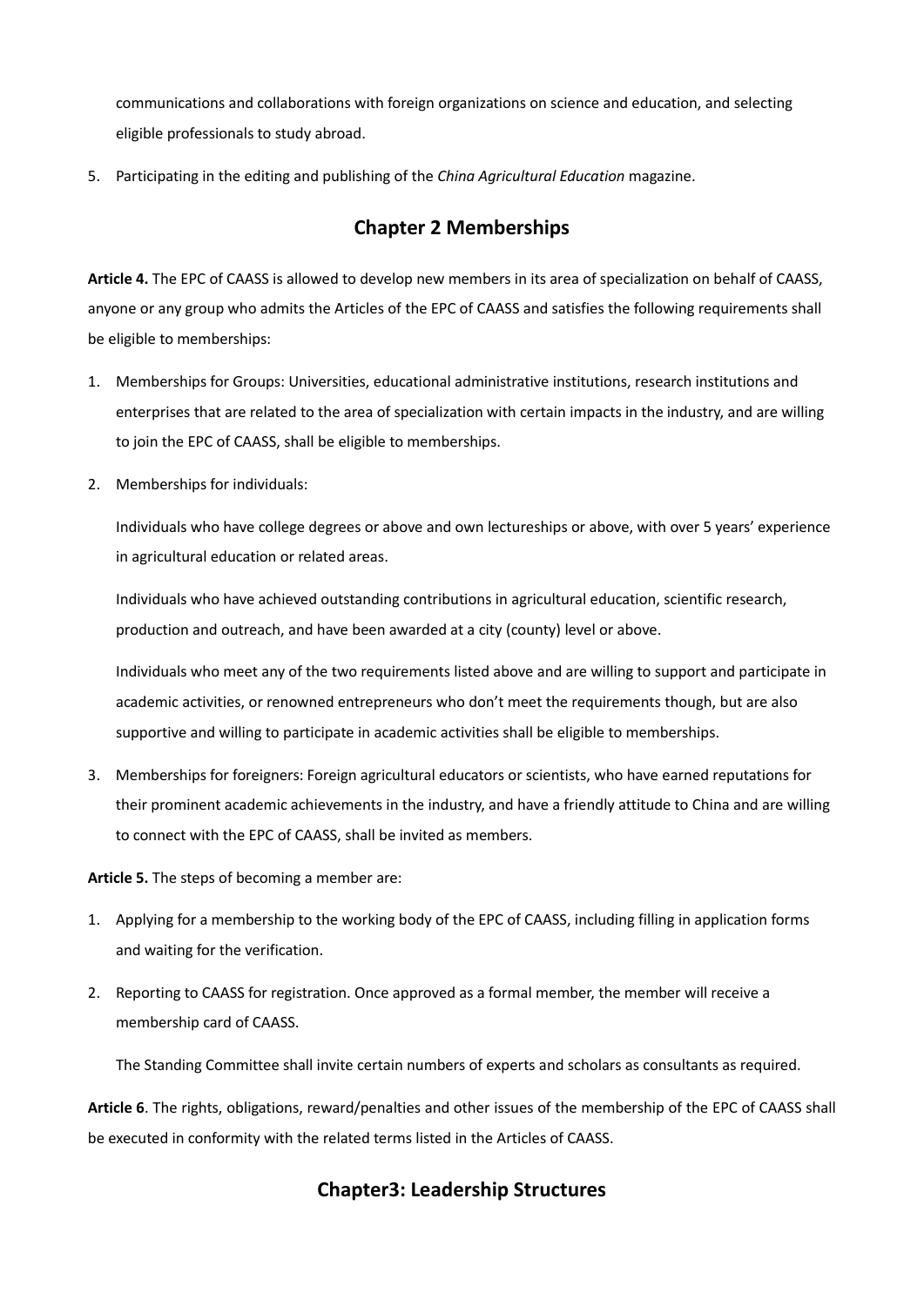communications and collaborations with foreign organizations on science and education, and selecting eligible professionals to study abroad.

5. Participating in the editing and publishing of the *China Agricultural Education* magazine.

## Chapter 2 Memberships

**Article 4.** The EPC of CAASS is allowed to develop new members in its area of specialization on behalf of CAASS, anyone or any group who admits the Articles of the EPC of CAASS and satisfies the following requirements shall be eligible to memberships:

1. Memberships for Groups: Universities, educational administrative institutions, research institutions and enterprises that are related to the area of specialization with certain impacts in the industry, and are willing to join the EPC of CAASS, shall be eligible to memberships.

2. Memberships for individuals:

   Individuals who have college degrees or above and own lectureships or above, with over 5 years' experience in agricultural education or related areas.

   Individuals who have achieved outstanding contributions in agricultural education, scientific research, production and outreach, and have been awarded at a city (county) level or above.

   Individuals who meet any of the two requirements listed above and are willing to support and participate in academic activities, or renowned entrepreneurs who don't meet the requirements though, but are also supportive and willing to participate in academic activities shall be eligible to memberships.

3. Memberships for foreigners: Foreign agricultural educators or scientists, who have earned reputations for their prominent academic achievements in the industry, and have a friendly attitude to China and are willing to connect with the EPC of CAASS, shall be invited as members.

**Article 5.** The steps of becoming a member are:

1. Applying for a membership to the working body of the EPC of CAASS, including filling in application forms and waiting for the verification.

2. Reporting to CAASS for registration. Once approved as a formal member, the member will receive a membership card of CAASS.

   The Standing Committee shall invite certain numbers of experts and scholars as consultants as required.

**Article 6**. The rights, obligations, reward/penalties and other issues of the membership of the EPC of CAASS shall be executed in conformity with the related terms listed in the Articles of CAASS.

## Chapter3: Leadership Structures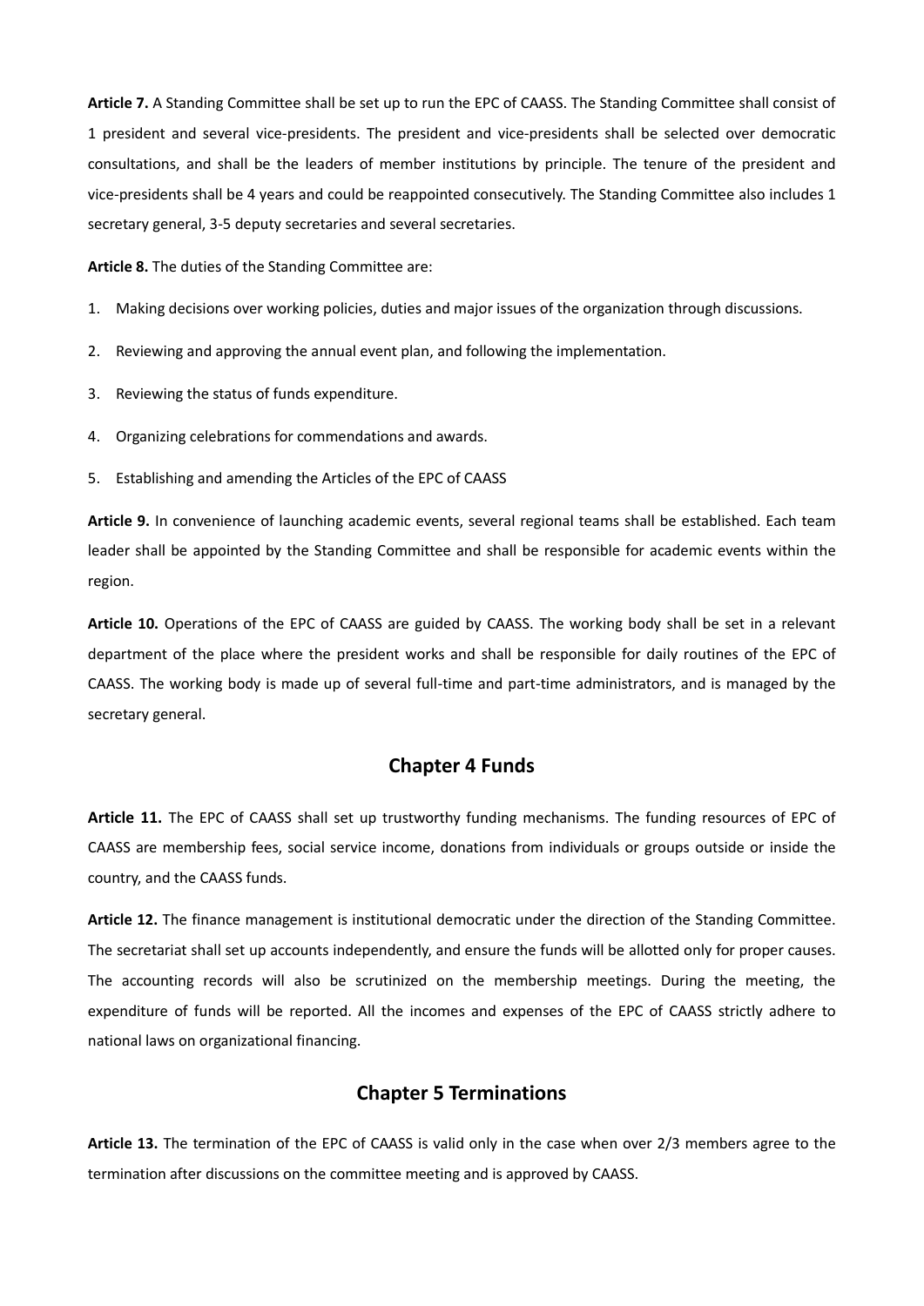**Article 7.** A Standing Committee shall be set up to run the EPC of CAASS. The Standing Committee shall consist of 1 president and several vice-presidents. The president and vice-presidents shall be selected over democratic consultations, and shall be the leaders of member institutions by principle. The tenure of the president and vice-presidents shall be 4 years and could be reappointed consecutively. The Standing Committee also includes 1 secretary general, 3-5 deputy secretaries and several secretaries.

**Article 8.** The duties of the Standing Committee are:

1. Making decisions over working policies, duties and major issues of the organization through discussions.
2. Reviewing and approving the annual event plan, and following the implementation.
3. Reviewing the status of funds expenditure.
4. Organizing celebrations for commendations and awards.
5. Establishing and amending the Articles of the EPC of CAASS

**Article 9.** In convenience of launching academic events, several regional teams shall be established. Each team leader shall be appointed by the Standing Committee and shall be responsible for academic events within the region.

**Article 10.** Operations of the EPC of CAASS are guided by CAASS. The working body shall be set in a relevant department of the place where the president works and shall be responsible for daily routines of the EPC of CAASS. The working body is made up of several full-time and part-time administrators, and is managed by the secretary general.

## Chapter 4 Funds

**Article 11.** The EPC of CAASS shall set up trustworthy funding mechanisms. The funding resources of EPC of CAASS are membership fees, social service income, donations from individuals or groups outside or inside the country, and the CAASS funds.

**Article 12.** The finance management is institutional democratic under the direction of the Standing Committee. The secretariat shall set up accounts independently, and ensure the funds will be allotted only for proper causes. The accounting records will also be scrutinized on the membership meetings. During the meeting, the expenditure of funds will be reported. All the incomes and expenses of the EPC of CAASS strictly adhere to national laws on organizational financing.

## Chapter 5 Terminations

**Article 13.** The termination of the EPC of CAASS is valid only in the case when over 2/3 members agree to the termination after discussions on the committee meeting and is approved by CAASS.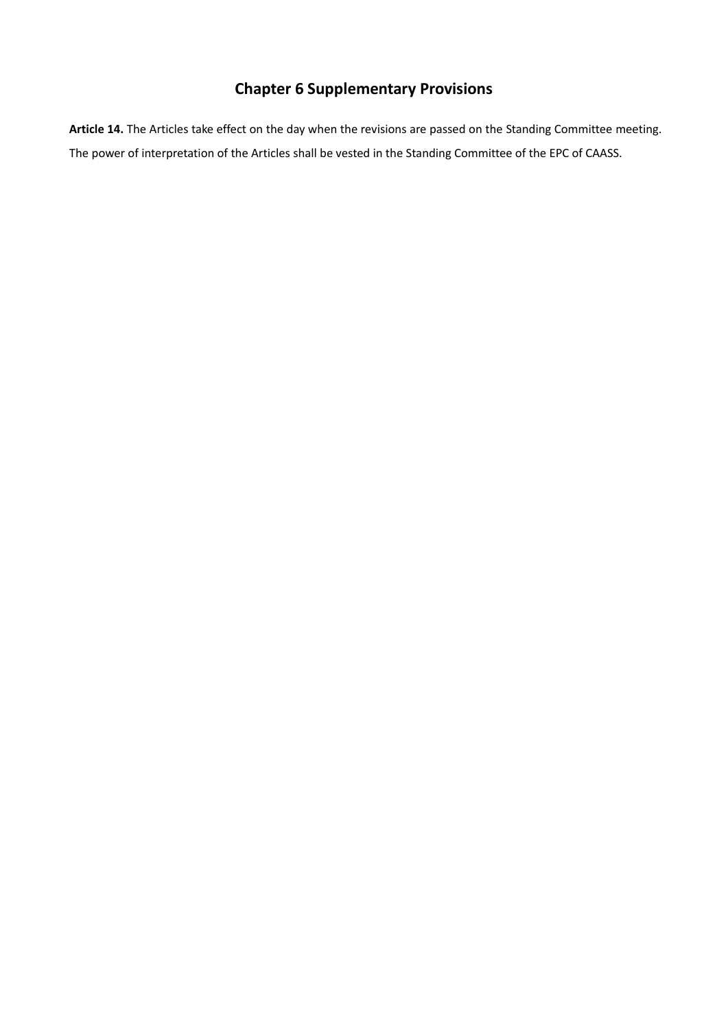## Chapter 6 Supplementary Provisions

**Article 14.** The Articles take effect on the day when the revisions are passed on the Standing Committee meeting.

The power of interpretation of the Articles shall be vested in the Standing Committee of the EPC of CAASS.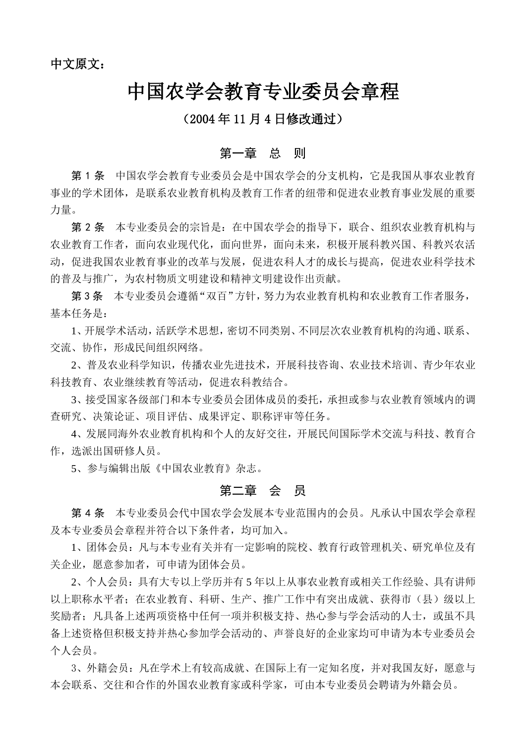**中文原文：**

# 中国农学会教育专业委员会章程

**（2004 年 11 月 4 日修改通过）**

## 第一章　总　则

**第 1 条**　中国农学会教育专业委员会是中国农学会的分支机构，它是我国从事农业教育事业的学术团体，是联系农业教育机构及教育工作者的纽带和促进农业教育事业发展的重要力量。

**第 2 条**　本专业委员会的宗旨是：在中国农学会的指导下，联合、组织农业教育机构与农业教育工作者，面向农业现代化，面向世界，面向未来，积极开展科教兴国、科教兴农活动，促进我国农业教育事业的改革与发展，促进农科人才的成长与提高，促进农业科学技术的普及与推广，为农村物质文明建设和精神文明建设作出贡献。

**第 3 条**　本专业委员会遵循“双百”方针，努力为农业教育机构和农业教育工作者服务，基本任务是：

1、开展学术活动，活跃学术思想，密切不同类别、不同层次农业教育机构的沟通、联系、交流、协作，形成民间组织网络。

2、普及农业科学知识，传播农业先进技术，开展科技咨询、农业技术培训、青少年农业科技教育、农业继续教育等活动，促进农科教结合。

3、接受国家各级部门和本专业委员会团体成员的委托，承担或参与农业教育领域内的调查研究、决策论证、项目评估、成果评定、职称评审等任务。

4、发展同海外农业教育机构和个人的友好交往，开展民间国际学术交流与科技、教育合作，选派出国研修人员。

5、参与编辑出版《中国农业教育》杂志。

## 第二章　会　员

**第 4 条**　本专业委员会代中国农学会发展本专业范围内的会员。凡承认中国农学会章程及本专业委员会章程并符合以下条件者，均可加入。

1、团体会员：凡与本专业有关并有一定影响的院校、教育行政管理机关、研究单位及有关企业，愿意参加者，可申请为团体会员。

2、个人会员：具有大专以上学历并有 5 年以上从事农业教育或相关工作经验、具有讲师以上职称水平者；在农业教育、科研、生产、推广工作中有突出成就、获得市（县）级以上奖励者；凡具备上述两项资格中任何一项并积极支持、热心参与学会活动的人士，或虽不具备上述资格但积极支持并热心参加学会活动的、声誉良好的企业家均可申请为本专业委员会个人会员。

3、外籍会员：凡在学术上有较高成就、在国际上有一定知名度，并对我国友好，愿意与本会联系、交往和合作的外国农业教育家或科学家，可由本专业委员会聘请为外籍会员。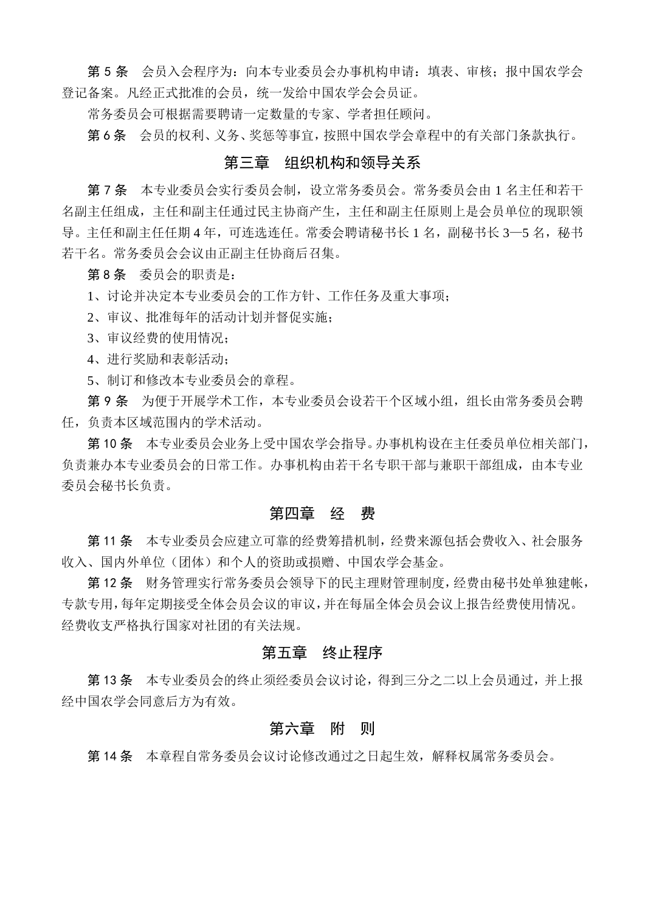**第 5 条** 会员入会程序为：向本专业委员会办事机构申请：填表、审核；报中国农学会登记备案。凡经正式批准的会员，统一发给中国农学会会员证。

常务委员会可根据需要聘请一定数量的专家、学者担任顾问。

**第 6 条** 会员的权利、义务、奖惩等事宜，按照中国农学会章程中的有关部门条款执行。

## 第三章 组织机构和领导关系

**第 7 条** 本专业委员会实行委员会制，设立常务委员会。常务委员会由 1 名主任和若干名副主任组成，主任和副主任通过民主协商产生，主任和副主任原则上是会员单位的现职领导。主任和副主任任期 4 年，可连选连任。常委会聘请秘书长 1 名，副秘书长 3—5 名，秘书若干名。常务委员会会议由正副主任协商后召集。

**第 8 条** 委员会的职责是：

1、讨论并决定本专业委员会的工作方针、工作任务及重大事项；

2、审议、批准每年的活动计划并督促实施；

3、审议经费的使用情况；

4、进行奖励和表彰活动；

5、制订和修改本专业委员会的章程。

**第 9 条** 为便于开展学术工作，本专业委员会设若干个区域小组，组长由常务委员会聘任，负责本区域范围内的学术活动。

**第 10 条** 本专业委员会业务上受中国农学会指导。办事机构设在主任委员单位相关部门，负责兼办本专业委员会的日常工作。办事机构由若干名专职干部与兼职干部组成，由本专业委员会秘书长负责。

## 第四章 经 费

**第 11 条** 本专业委员会应建立可靠的经费筹措机制，经费来源包括会费收入、社会服务收入、国内外单位（团体）和个人的资助或损赠、中国农学会基金。

**第 12 条** 财务管理实行常务委员会领导下的民主理财管理制度，经费由秘书处单独建帐，专款专用，每年定期接受全体会员会议的审议，并在每届全体会员会议上报告经费使用情况。经费收支严格执行国家对社团的有关法规。

## 第五章 终止程序

**第 13 条** 本专业委员会的终止须经委员会议讨论，得到三分之二以上会员通过，并上报经中国农学会同意后方为有效。

## 第六章 附 则

**第 14 条** 本章程自常务委员会议讨论修改通过之日起生效，解释权属常务委员会。